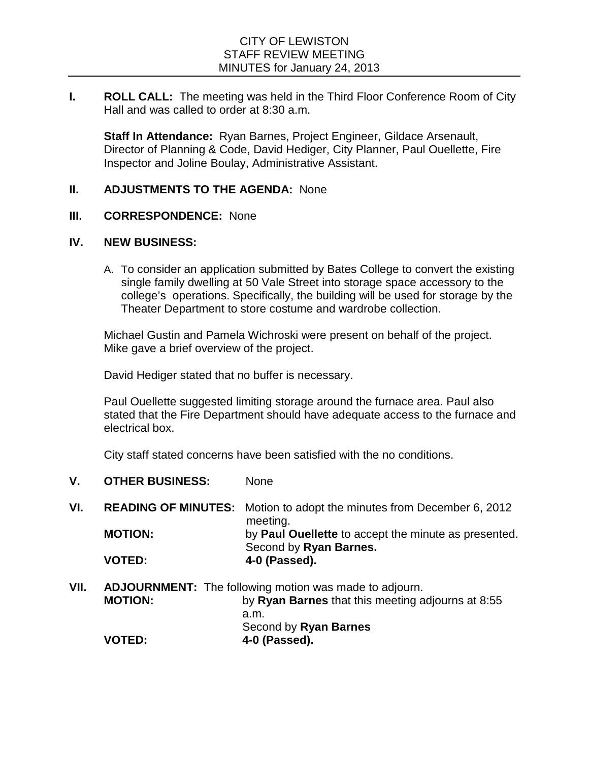# CITY OF LEWISTON
## STAFF REVIEW MEETING
## MINUTES for January 24, 2013

**I. ROLL CALL:** The meeting was held in the Third Floor Conference Room of City Hall and was called to order at 8:30 a.m.

**Staff In Attendance:** Ryan Barnes, Project Engineer, Gildace Arsenault, Director of Planning & Code, David Hediger, City Planner, Paul Ouellette, Fire Inspector and Joline Boulay, Administrative Assistant.

**II. ADJUSTMENTS TO THE AGENDA:** None

**III. CORRESPONDENCE:** None

**IV. NEW BUSINESS:**

A. To consider an application submitted by Bates College to convert the existing single family dwelling at 50 Vale Street into storage space accessory to the college's operations. Specifically, the building will be used for storage by the Theater Department to store costume and wardrobe collection.

Michael Gustin and Pamela Wichroski were present on behalf of the project. Mike gave a brief overview of the project.

David Hediger stated that no buffer is necessary.

Paul Ouellette suggested limiting storage around the furnace area. Paul also stated that the Fire Department should have adequate access to the furnace and electrical box.

City staff stated concerns have been satisfied with the no conditions.

**V. OTHER BUSINESS:** None

**VI. READING OF MINUTES:** Motion to adopt the minutes from December 6, 2012 meeting.

**MOTION:** by **Paul Ouellette** to accept the minute as presented. Second by **Ryan Barnes.**

**VOTED:** **4-0 (Passed).**

**VII. ADJOURNMENT:** The following motion was made to adjourn.

**MOTION:** by **Ryan Barnes** that this meeting adjourns at 8:55 a.m. Second by **Ryan Barnes**

**VOTED:** **4-0 (Passed).**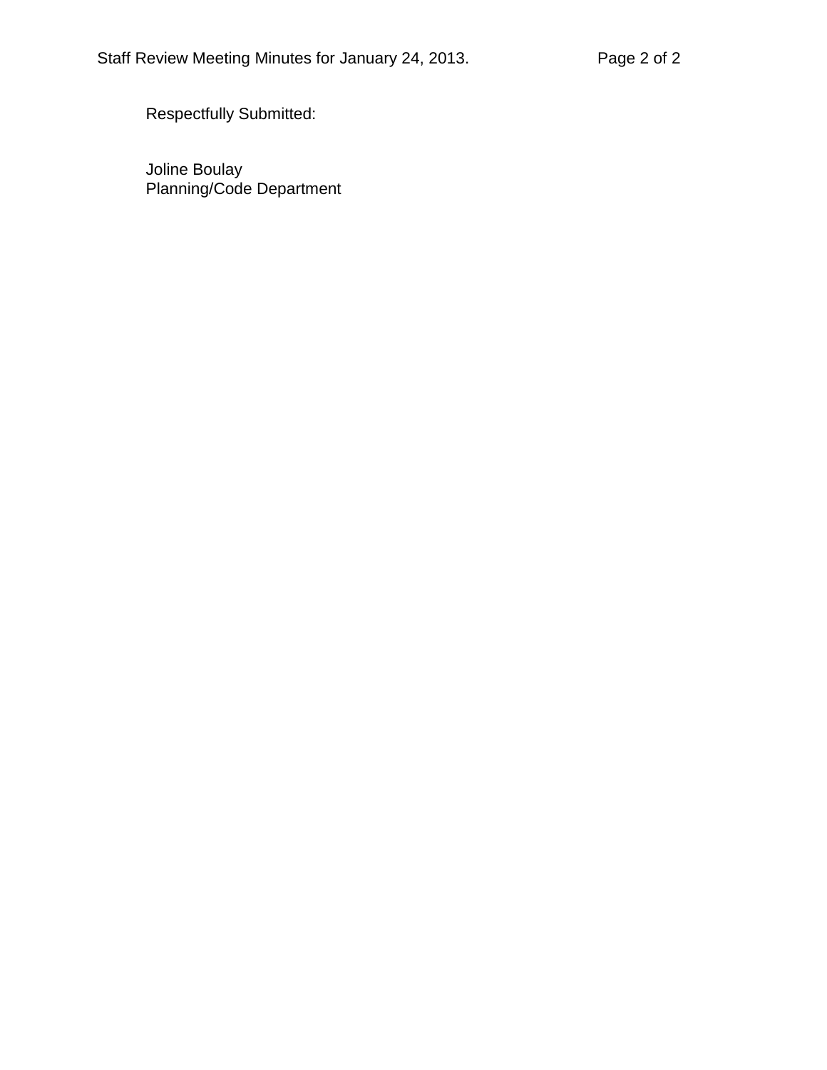Respectfully Submitted:

Joline Boulay
Planning/Code Department